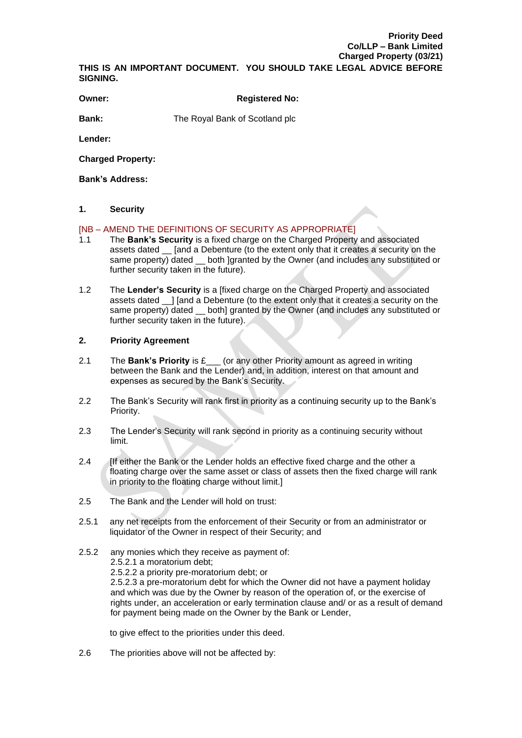**Priority Deed**
**Co/LLP – Bank Limited**
**Charged Property (03/21)**

**THIS IS AN IMPORTANT DOCUMENT. YOU SHOULD TAKE LEGAL ADVICE BEFORE SIGNING.**

**Owner:** **Registered No:**

**Bank:** The Royal Bank of Scotland plc

**Lender:**

**Charged Property:**

**Bank's Address:**

## 1. Security

[NB – AMEND THE DEFINITIONS OF SECURITY AS APPROPRIATE]

1.1 The **Bank's Security** is a fixed charge on the Charged Property and associated assets dated __ [and a Debenture (to the extent only that it creates a security on the same property) dated __ both ]granted by the Owner (and includes any substituted or further security taken in the future).

1.2 The **Lender's Security** is a [fixed charge on the Charged Property and associated assets dated __] [and a Debenture (to the extent only that it creates a security on the same property) dated __ both] granted by the Owner (and includes any substituted or further security taken in the future).

## 2. Priority Agreement

2.1 The **Bank's Priority** is £___ (or any other Priority amount as agreed in writing between the Bank and the Lender) and, in addition, interest on that amount and expenses as secured by the Bank's Security.

2.2 The Bank's Security will rank first in priority as a continuing security up to the Bank's Priority.

2.3 The Lender's Security will rank second in priority as a continuing security without limit.

2.4 [If either the Bank or the Lender holds an effective fixed charge and the other a floating charge over the same asset or class of assets then the fixed charge will rank in priority to the floating charge without limit.]

2.5 The Bank and the Lender will hold on trust:

2.5.1 any net receipts from the enforcement of their Security or from an administrator or liquidator of the Owner in respect of their Security; and

2.5.2 any monies which they receive as payment of:
2.5.2.1 a moratorium debt;
2.5.2.2 a priority pre-moratorium debt; or
2.5.2.3 a pre-moratorium debt for which the Owner did not have a payment holiday and which was due by the Owner by reason of the operation of, or the exercise of rights under, an acceleration or early termination clause and/ or as a result of demand for payment being made on the Owner by the Bank or Lender,

to give effect to the priorities under this deed.

2.6 The priorities above will not be affected by: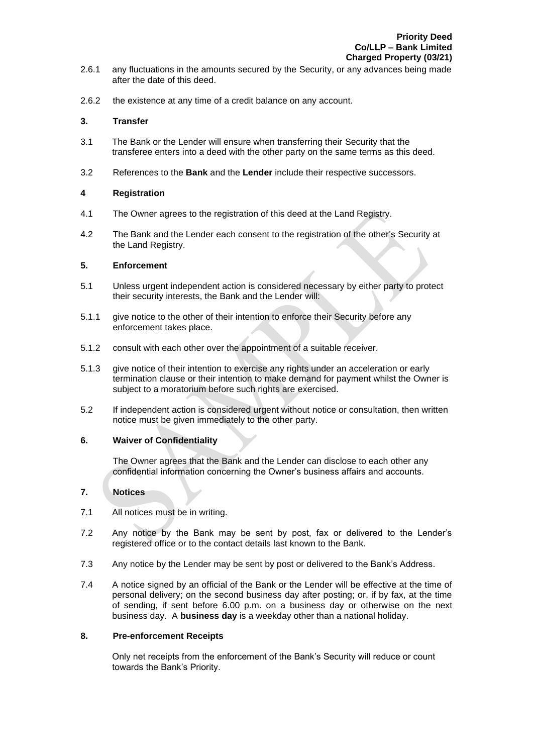2.6.1 any fluctuations in the amounts secured by the Security, or any advances being made after the date of this deed.

2.6.2 the existence at any time of a credit balance on any account.

**3. Transfer**

3.1 The Bank or the Lender will ensure when transferring their Security that the transferee enters into a deed with the other party on the same terms as this deed.

3.2 References to the **Bank** and the **Lender** include their respective successors.

**4 Registration**

4.1 The Owner agrees to the registration of this deed at the Land Registry.

4.2 The Bank and the Lender each consent to the registration of the other's Security at the Land Registry.

**5. Enforcement**

5.1 Unless urgent independent action is considered necessary by either party to protect their security interests, the Bank and the Lender will:

5.1.1 give notice to the other of their intention to enforce their Security before any enforcement takes place.

5.1.2 consult with each other over the appointment of a suitable receiver.

5.1.3 give notice of their intention to exercise any rights under an acceleration or early termination clause or their intention to make demand for payment whilst the Owner is subject to a moratorium before such rights are exercised.

5.2 If independent action is considered urgent without notice or consultation, then written notice must be given immediately to the other party.

**6. Waiver of Confidentiality**

The Owner agrees that the Bank and the Lender can disclose to each other any confidential information concerning the Owner's business affairs and accounts.

**7. Notices**

7.1 All notices must be in writing.

7.2 Any notice by the Bank may be sent by post, fax or delivered to the Lender's registered office or to the contact details last known to the Bank.

7.3 Any notice by the Lender may be sent by post or delivered to the Bank's Address.

7.4 A notice signed by an official of the Bank or the Lender will be effective at the time of personal delivery; on the second business day after posting; or, if by fax, at the time of sending, if sent before 6.00 p.m. on a business day or otherwise on the next business day. A **business day** is a weekday other than a national holiday.

**8. Pre-enforcement Receipts**

Only net receipts from the enforcement of the Bank's Security will reduce or count towards the Bank's Priority.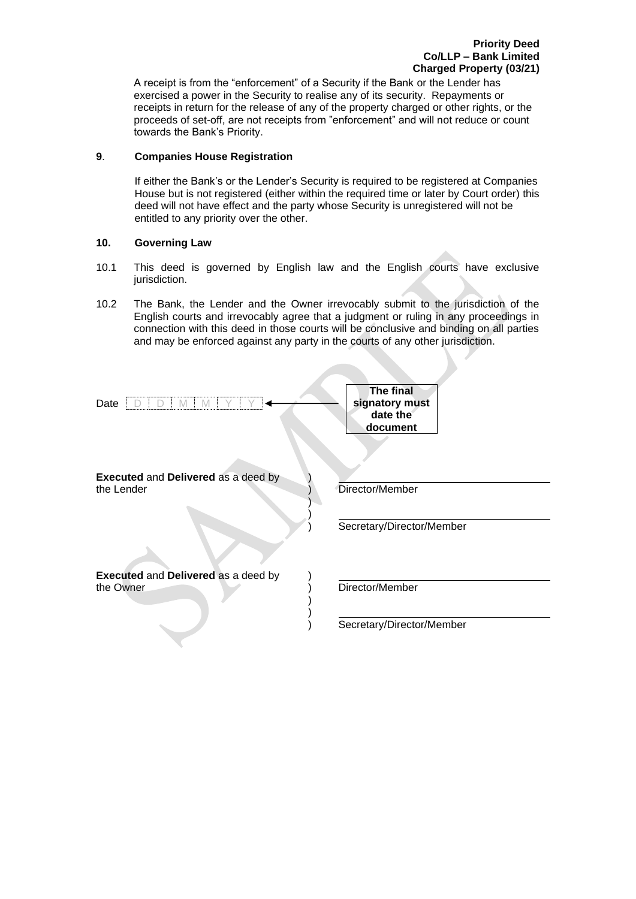A receipt is from the "enforcement" of a Security if the Bank or the Lender has exercised a power in the Security to realise any of its security. Repayments or receipts in return for the release of any of the property charged or other rights, or the proceeds of set-off, are not receipts from "enforcement" and will not reduce or count towards the Bank's Priority.

**9. Companies House Registration**

If either the Bank's or the Lender's Security is required to be registered at Companies House but is not registered (either within the required time or later by Court order) this deed will not have effect and the party whose Security is unregistered will not be entitled to any priority over the other.

**10. Governing Law**

10.1 This deed is governed by English law and the English courts have exclusive jurisdiction.

10.2 The Bank, the Lender and the Owner irrevocably submit to the jurisdiction of the English courts and irrevocably agree that a judgment or ruling in any proceedings in connection with this deed in those courts will be conclusive and binding on all parties and may be enforced against any party in the courts of any other jurisdiction.

Date D D M M Y Y ← **The final signatory must date the document**

**Executed** and **Delivered** as a deed by the Lender

Director/Member

Secretary/Director/Member

**Executed** and **Delivered** as a deed by the Owner

Director/Member

Secretary/Director/Member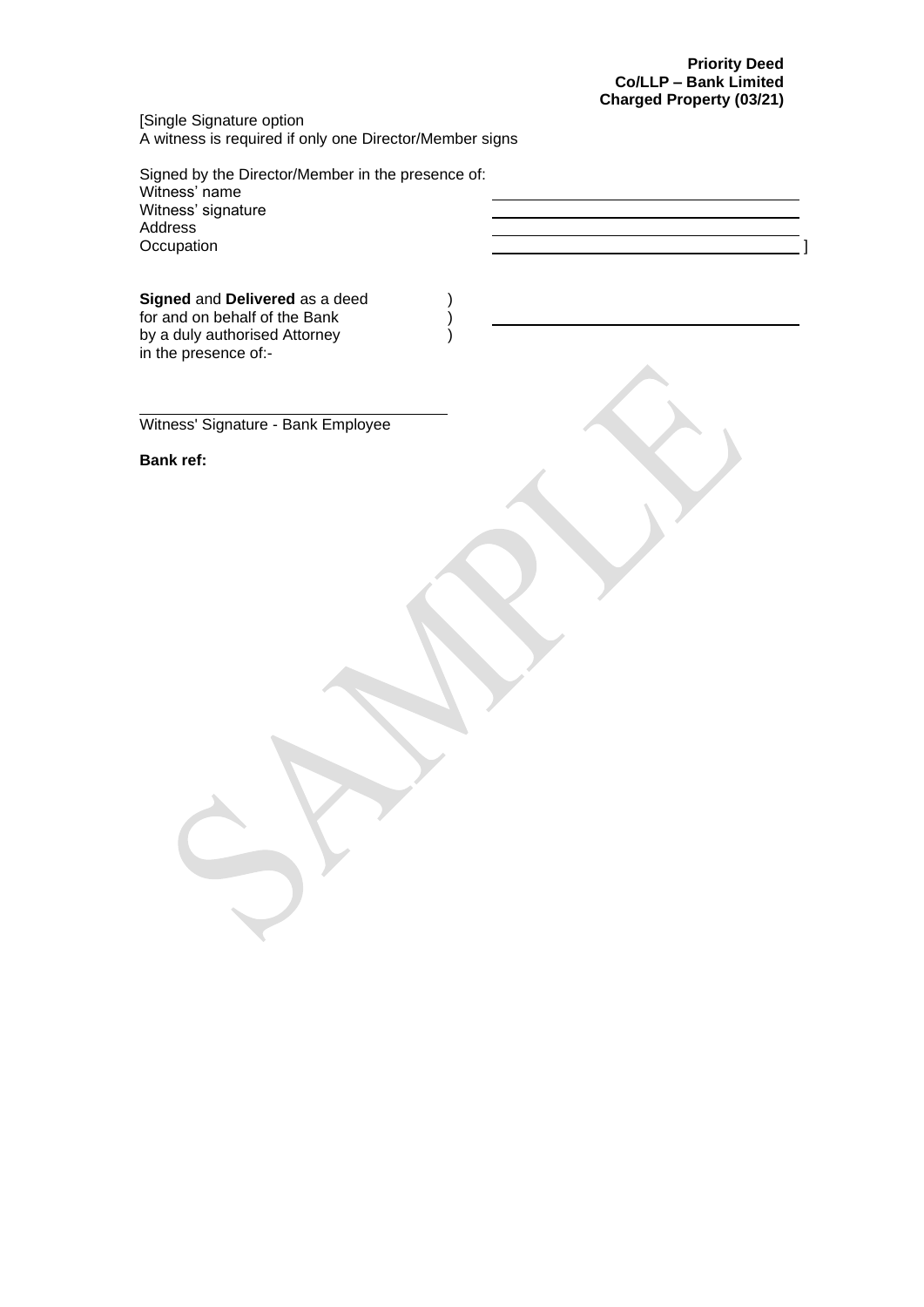[Single Signature option
A witness is required if only one Director/Member signs

Signed by the Director/Member in the presence of:

| | |
|---|---|
| Witness' name | ______________________________ |
| Witness' signature | ______________________________ |
| Address | ______________________________ |
| Occupation | ______________________________ ] |

**Signed** and **Delivered** as a deed )
for and on behalf of the Bank )  ______________________________
by a duly authorised Attorney )
in the presence of:-

______________________________
Witness' Signature - Bank Employee

**Bank ref:**